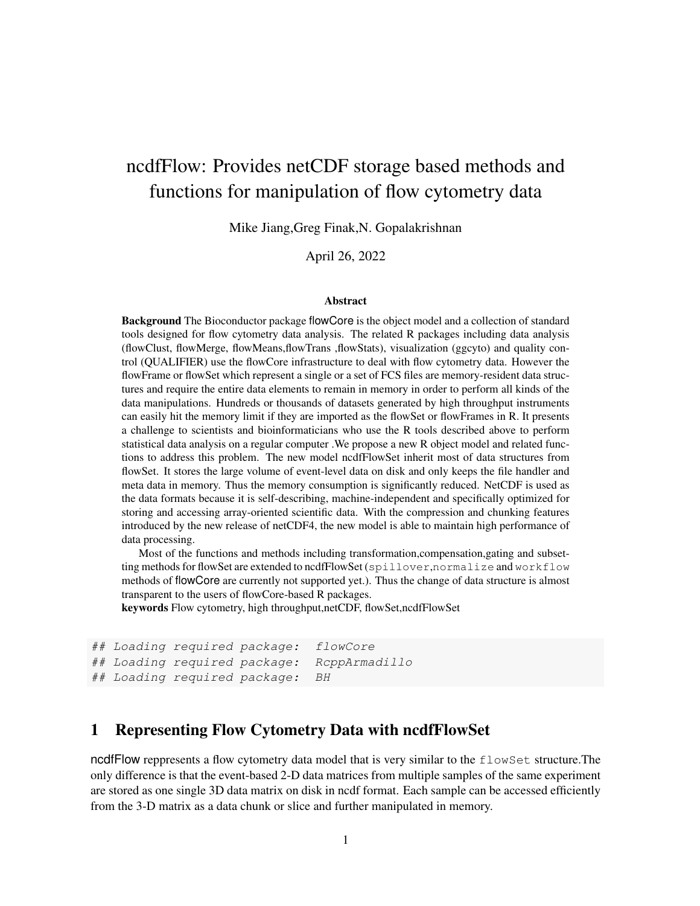# ncdfFlow: Provides netCDF storage based methods and functions for manipulation of flow cytometry data

Mike Jiang,Greg Finak,N. Gopalakrishnan

April 26, 2022

### Abstract

**Background** The Bioconductor package flowCore is the object model and a collection of standard tools designed for flow cytometry data analysis. The related R packages including data analysis (flowClust, flowMerge, flowMeans,flowTrans ,flowStats), visualization (ggcyto) and quality control (QUALIFIER) use the flowCore infrastructure to deal with flow cytometry data. However the flowFrame or flowSet which represent a single or a set of FCS files are memory-resident data structures and require the entire data elements to remain in memory in order to perform all kinds of the data manipulations. Hundreds or thousands of datasets generated by high throughput instruments can easily hit the memory limit if they are imported as the flowSet or flowFrames in R. It presents a challenge to scientists and bioinformaticians who use the R tools described above to perform statistical data analysis on a regular computer .We propose a new R object model and related functions to address this problem. The new model ncdfFlowSet inherit most of data structures from flowSet. It stores the large volume of event-level data on disk and only keeps the file handler and meta data in memory. Thus the memory consumption is significantly reduced. NetCDF is used as the data formats because it is self-describing, machine-independent and specifically optimized for storing and accessing array-oriented scientific data. With the compression and chunking features introduced by the new release of netCDF4, the new model is able to maintain high performance of data processing.

Most of the functions and methods including transformation,compensation,gating and subsetting methods for flowSet are extended to ncdfFlowSet (`spillover`,`normalize` and `workflow` methods of flowCore are currently not supported yet.). Thus the change of data structure is almost transparent to the users of flowCore-based R packages.

**keywords** Flow cytometry, high throughput,netCDF, flowSet,ncdfFlowSet

```
## Loading required package:  flowCore
## Loading required package:  RcppArmadillo
## Loading required package:  BH
```

## 1 Representing Flow Cytometry Data with ncdfFlowSet

ncdfFlow reppresents a flow cytometry data model that is very similar to the `flowSet` structure.The only difference is that the event-based 2-D data matrices from multiple samples of the same experiment are stored as one single 3D data matrix on disk in ncdf format. Each sample can be accessed efficiently from the 3-D matrix as a data chunk or slice and further manipulated in memory.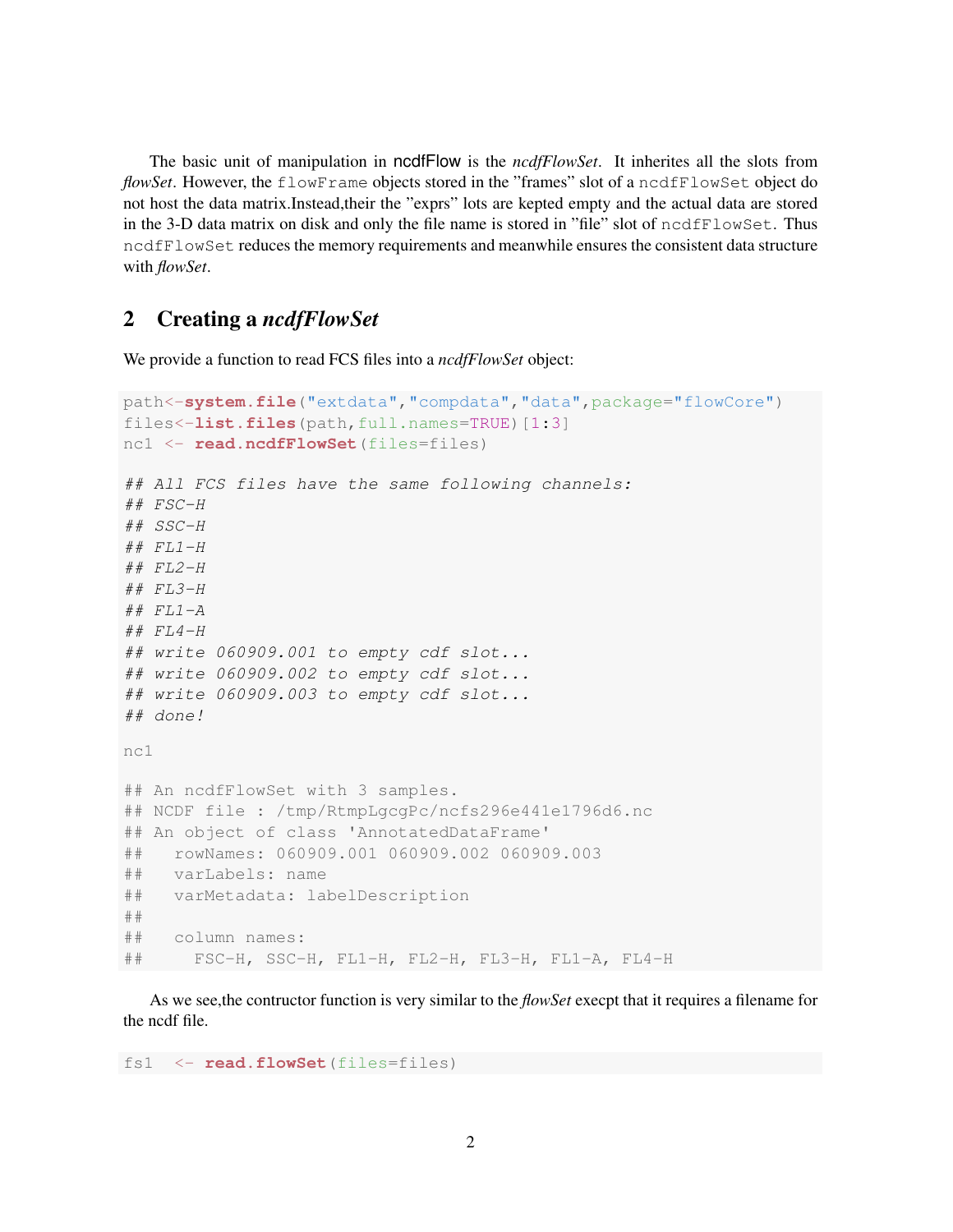The basic unit of manipulation in ncdfFlow is the *ncdfFlowSet*. It inherites all the slots from *flowSet*. However, the `flowFrame` objects stored in the "frames" slot of a `ncdfFlowSet` object do not host the data matrix.Instead,their the "exprs" lots are kepted empty and the actual data are stored in the 3-D data matrix on disk and only the file name is stored in "file" slot of `ncdfFlowSet`. Thus `ncdfFlowSet` reduces the memory requirements and meanwhile ensures the consistent data structure with *flowSet*.

## 2 Creating a *ncdfFlowSet*

We provide a function to read FCS files into a *ncdfFlowSet* object:

```
path<-system.file("extdata","compdata","data",package="flowCore")
files<-list.files(path,full.names=TRUE)[1:3]
nc1 <- read.ncdfFlowSet(files=files)

## All FCS files have the same following channels:
## FSC-H
## SSC-H
## FL1-H
## FL2-H
## FL3-H
## FL1-A
## FL4-H
## write 060909.001 to empty cdf slot...
## write 060909.002 to empty cdf slot...
## write 060909.003 to empty cdf slot...
## done!

nc1

## An ncdfFlowSet with 3 samples.
## NCDF file : /tmp/RtmpLgcgPc/ncfs296e441e1796d6.nc
## An object of class 'AnnotatedDataFrame'
##   rowNames: 060909.001 060909.002 060909.003
##   varLabels: name
##   varMetadata: labelDescription
##
##   column names:
##     FSC-H, SSC-H, FL1-H, FL2-H, FL3-H, FL1-A, FL4-H
```

As we see,the contructor function is very similar to the *flowSet* execpt that it requires a filename for the ncdf file.

```
fs1  <- read.flowSet(files=files)
```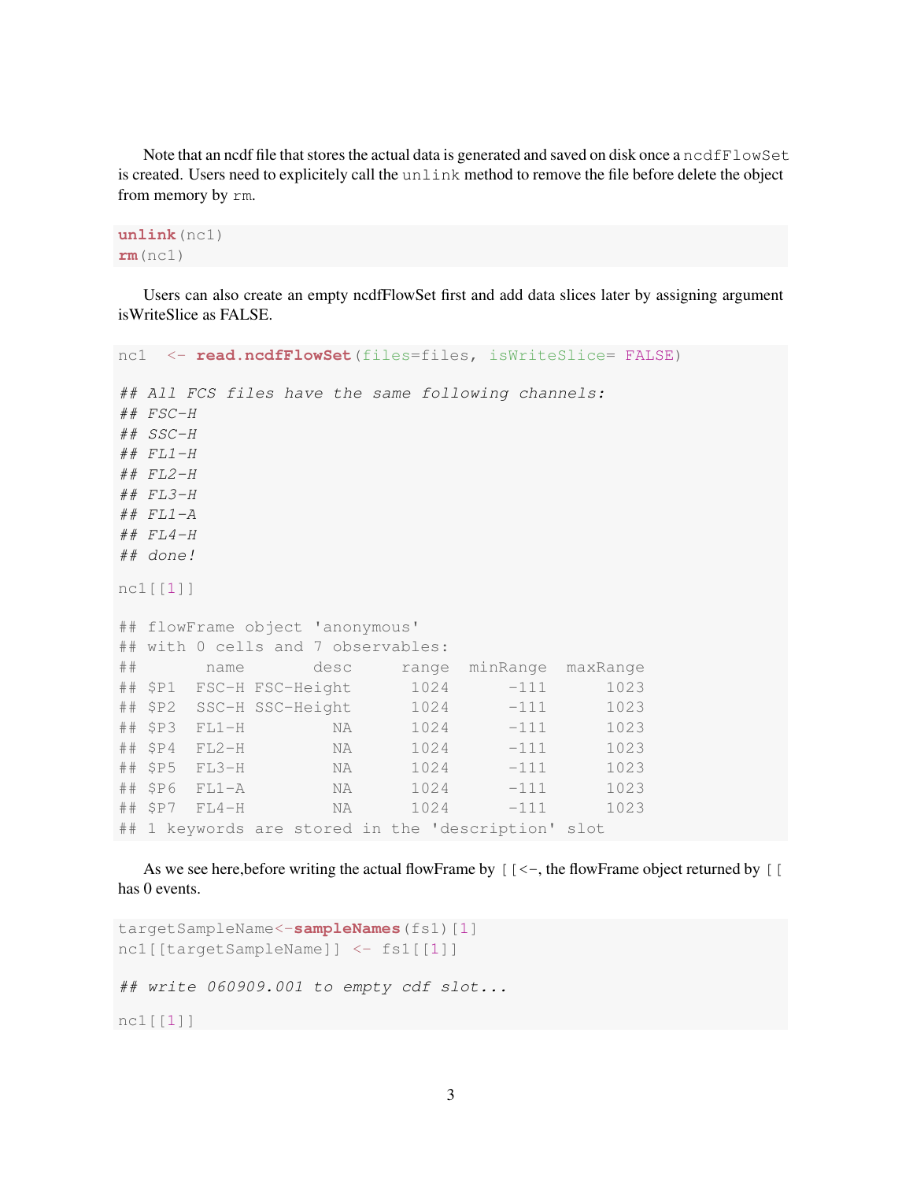Note that an ncdf file that stores the actual data is generated and saved on disk once a `ncdfFlowSet` is created. Users need to expilcitely call the `unlink` method to remove the file before delete the object from memory by `rm`.

```
unlink(nc1)
rm(nc1)
```

Users can also create an empty ncdfFlowSet first and add data slices later by assigning argument isWriteSlice as FALSE.

```
nc1  <- read.ncdfFlowSet(files=files, isWriteSlice= FALSE)

## All FCS files have the same following channels:
## FSC-H
## SSC-H
## FL1-H
## FL2-H
## FL3-H
## FL1-A
## FL4-H
## done!

nc1[[1]]

## flowFrame object 'anonymous'
## with 0 cells and 7 observables:
##       name       desc     range  minRange  maxRange
## $P1  FSC-H FSC-Height      1024      -111      1023
## $P2  SSC-H SSC-Height      1024      -111      1023
## $P3  FL1-H         NA      1024      -111      1023
## $P4  FL2-H         NA      1024      -111      1023
## $P5  FL3-H         NA      1024      -111      1023
## $P6  FL1-A         NA      1024      -111      1023
## $P7  FL4-H         NA      1024      -111      1023
## 1 keywords are stored in the 'description' slot
```

As we see here,before writing the actual flowFrame by `[[<-`, the flowFrame object returned by `[[` has 0 events.

```
targetSampleName<-sampleNames(fs1)[1]
nc1[[targetSampleName]] <- fs1[[1]]

## write 060909.001 to empty cdf slot...

nc1[[1]]
```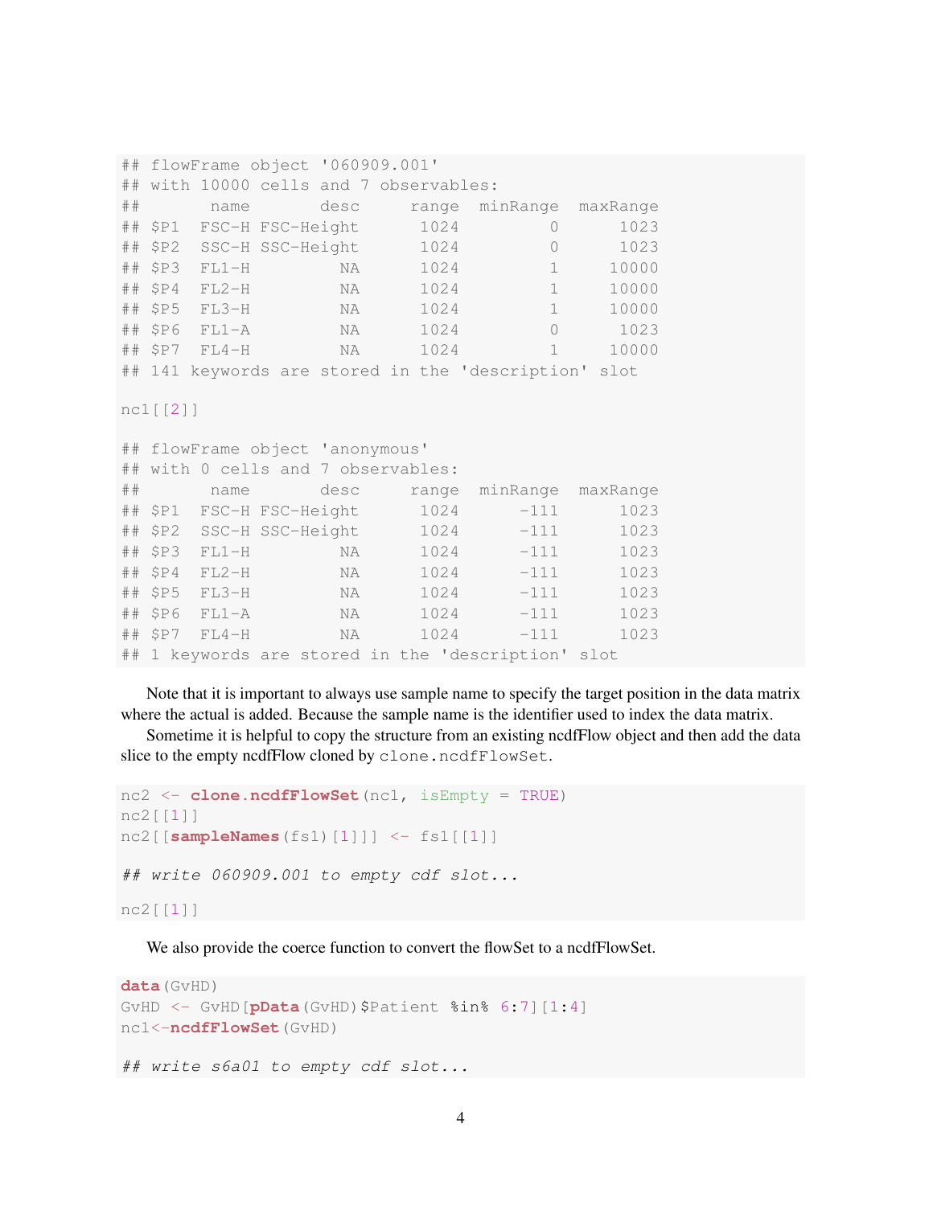```
## flowFrame object '060909.001'
## with 10000 cells and 7 observables:
##       name       desc     range  minRange  maxRange
## $P1  FSC-H FSC-Height      1024         0      1023
## $P2  SSC-H SSC-Height      1024         0      1023
## $P3  FL1-H         NA      1024         1     10000
## $P4  FL2-H         NA      1024         1     10000
## $P5  FL3-H         NA      1024         1     10000
## $P6  FL1-A         NA      1024         0      1023
## $P7  FL4-H         NA      1024         1     10000
## 141 keywords are stored in the 'description' slot

nc1[[2]]

## flowFrame object 'anonymous'
## with 0 cells and 7 observables:
##       name       desc     range  minRange  maxRange
## $P1  FSC-H FSC-Height      1024      -111      1023
## $P2  SSC-H SSC-Height      1024      -111      1023
## $P3  FL1-H         NA      1024      -111      1023
## $P4  FL2-H         NA      1024      -111      1023
## $P5  FL3-H         NA      1024      -111      1023
## $P6  FL1-A         NA      1024      -111      1023
## $P7  FL4-H         NA      1024      -111      1023
## 1 keywords are stored in the 'description' slot
```

Note that it is important to always use sample name to specify the target position in the data matrix where the actual is added. Because the sample name is the identifier used to index the data matrix.

Sometime it is helpful to copy the structure from an existing ncdfFlow object and then add the data slice to the empty ncdfFlow cloned by `clone.ncdfFlowSet`.

```
nc2 <- clone.ncdfFlowSet(nc1, isEmpty = TRUE)
nc2[[1]]
nc2[[sampleNames(fs1)[1]]] <- fs1[[1]]

## write 060909.001 to empty cdf slot...

nc2[[1]]
```

We also provide the coerce function to convert the flowSet to a ncdfFlowSet.

```
data(GvHD)
GvHD <- GvHD[pData(GvHD)$Patient %in% 6:7][1:4]
nc1<-ncdfFlowSet(GvHD)

## write s6a01 to empty cdf slot...
```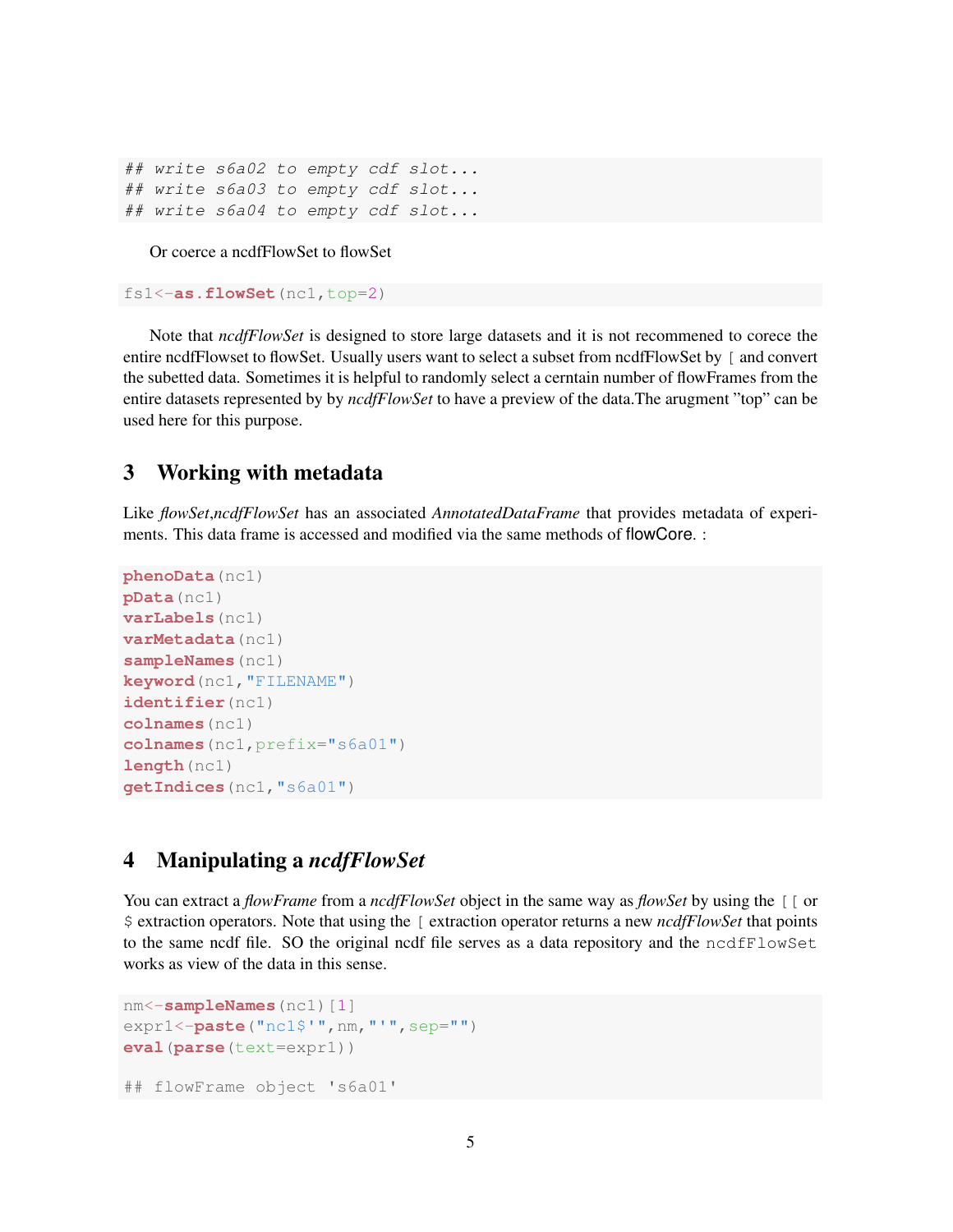```
## write s6a02 to empty cdf slot...
## write s6a03 to empty cdf slot...
## write s6a04 to empty cdf slot...
```

Or coerce a ncdfFlowSet to flowSet

```
fs1<-as.flowSet(nc1,top=2)
```

Note that *ncdfFlowSet* is designed to store large datasets and it is not recommened to corece the entire ncdfFlowset to flowSet. Usually users want to select a subset from ncdfFlowSet by `[` and convert the subetted data. Sometimes it is helpful to randomly select a cerntain number of flowFrames from the entire datasets represented by by *ncdfFlowSet* to have a preview of the data.The arugment "top" can be used here for this purpose.

# 3 Working with metadata

Like *flowSet*,*ncdfFlowSet* has an associated *AnnotatedDataFrame* that provides metadata of experiments. This data frame is accessed and modified via the same methods of flowCore. :

```
phenoData(nc1)
pData(nc1)
varLabels(nc1)
varMetadata(nc1)
sampleNames(nc1)
keyword(nc1,"FILENAME")
identifier(nc1)
colnames(nc1)
colnames(nc1,prefix="s6a01")
length(nc1)
getIndices(nc1,"s6a01")
```

# 4 Manipulating a *ncdfFlowSet*

You can extract a *flowFrame* from a *ncdfFlowSet* object in the same way as *flowSet* by using the `[[` or `$` extraction operators. Note that using the `[` extraction operator returns a new *ncdfFlowSet* that points to the same ncdf file. SO the original ncdf file serves as a data repository and the `ncdfFlowSet` works as view of the data in this sense.

```
nm<-sampleNames(nc1)[1]
expr1<-paste("nc1$'",nm,"'",sep="")
eval(parse(text=expr1))

## flowFrame object 's6a01'
```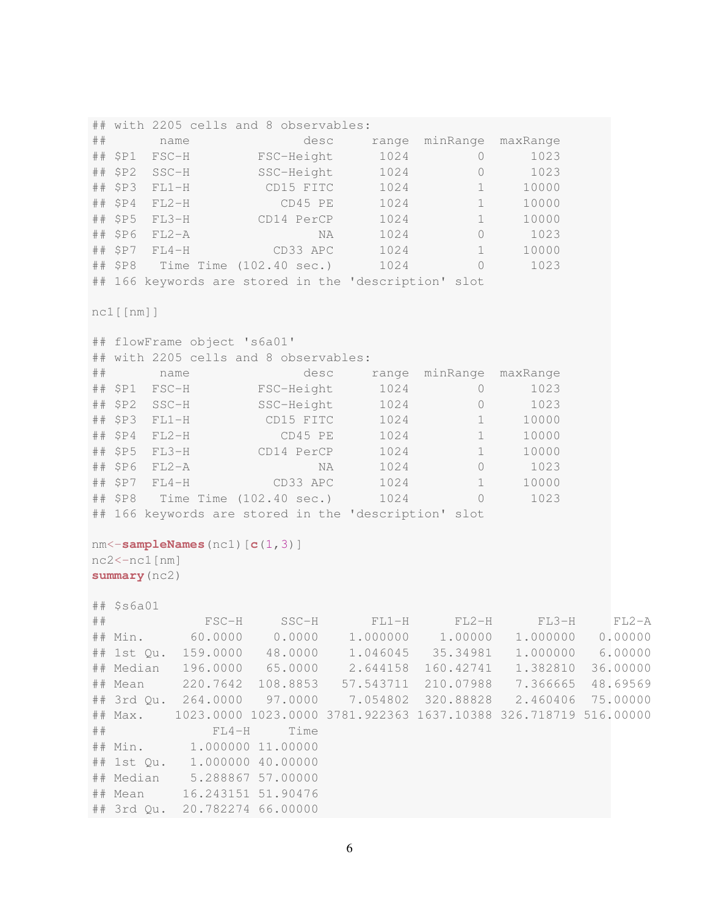```
## with 2205 cells and 8 observables:
##       name              desc     range  minRange  maxRange
## $P1  FSC-H         FSC-Height      1024         0      1023
## $P2  SSC-H         SSC-Height      1024         0      1023
## $P3  FL1-H          CD15 FITC      1024         1     10000
## $P4  FL2-H            CD45 PE      1024         1     10000
## $P5  FL3-H         CD14 PerCP      1024         1     10000
## $P6  FL2-A                 NA      1024         0      1023
## $P7  FL4-H           CD33 APC      1024         1     10000
## $P8   Time Time (102.40 sec.)      1024         0      1023
## 166 keywords are stored in the 'description' slot

nc1[[nm]]

## flowFrame object 's6a01'
## with 2205 cells and 8 observables:
##       name              desc     range  minRange  maxRange
## $P1  FSC-H         FSC-Height      1024         0      1023
## $P2  SSC-H         SSC-Height      1024         0      1023
## $P3  FL1-H          CD15 FITC      1024         1     10000
## $P4  FL2-H            CD45 PE      1024         1     10000
## $P5  FL3-H         CD14 PerCP      1024         1     10000
## $P6  FL2-A                 NA      1024         0      1023
## $P7  FL4-H           CD33 APC      1024         1     10000
## $P8   Time Time (102.40 sec.)      1024         0      1023
## 166 keywords are stored in the 'description' slot

nm<-sampleNames(nc1)[c(1,3)]
nc2<-nc1[nm]
summary(nc2)

## $s6a01
##              FSC-H     SSC-H       FL1-H      FL2-H      FL3-H     FL2-A
## Min.       60.0000    0.0000    1.000000    1.00000   1.000000   0.00000
## 1st Qu.   159.0000   48.0000    1.046045   35.34981   1.000000   6.00000
## Median    196.0000   65.0000    2.644158  160.42741   1.382810  36.00000
## Mean      220.7642  108.8853   57.543711  210.07988   7.366665  48.69569
## 3rd Qu.   264.0000   97.0000    7.054802  320.88828   2.460406  75.00000
## Max.     1023.0000 1023.0000 3781.922363 1637.10388 326.718719 516.00000
##              FL4-H     Time
## Min.      1.000000 11.00000
## 1st Qu.   1.000000 40.00000
## Median    5.288867 57.00000
## Mean     16.243151 51.90476
## 3rd Qu.  20.782274 66.00000
```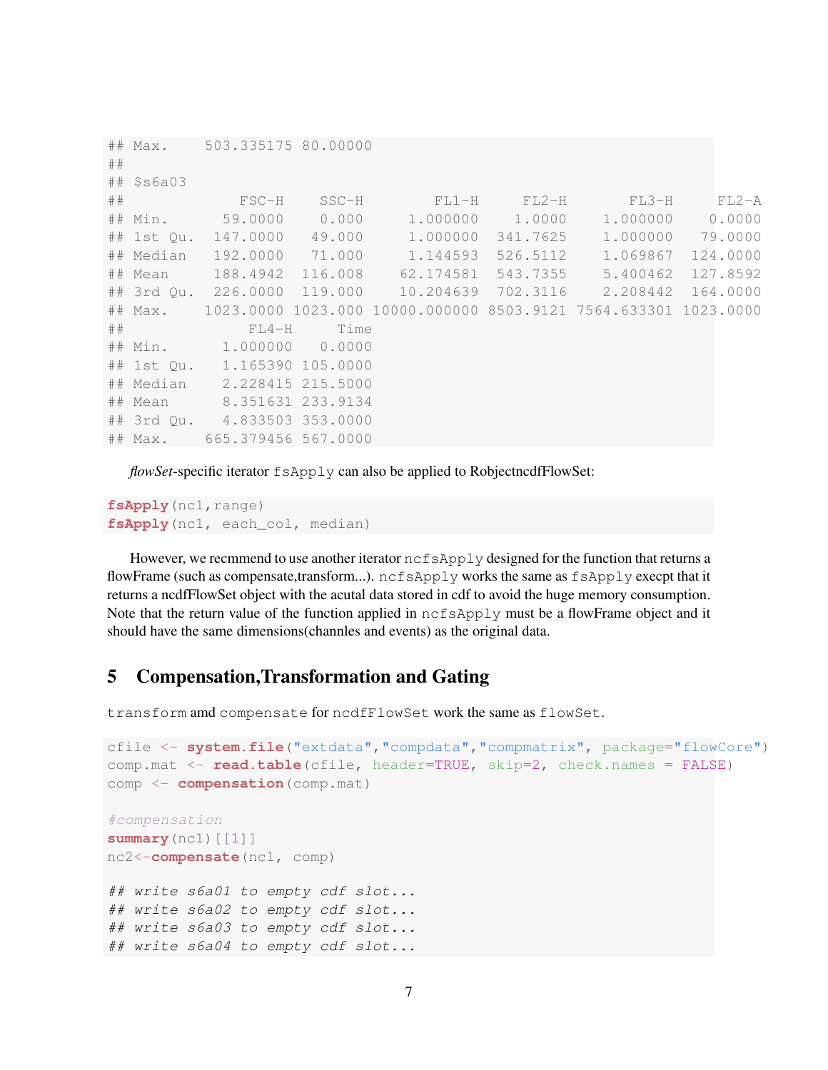```
## Max.    503.335175 80.00000
##
## $s6a03
##            FSC-H    SSC-H       FL1-H     FL2-H       FL3-H     FL2-A
## Min.      59.0000    0.000    1.000000    1.0000    1.000000    0.0000
## 1st Qu.  147.0000   49.000    1.000000  341.7625    1.000000   79.0000
## Median   192.0000   71.000    1.144593  526.5112    1.069867  124.0000
## Mean     188.4942  116.008   62.174581  543.7355    5.400462  127.8592
## 3rd Qu.  226.0000  119.000   10.204639  702.3116    2.208442  164.0000
## Max.    1023.0000 1023.000 10000.000000 8503.9121 7564.633301 1023.0000
##              FL4-H     Time
## Min.      1.000000   0.0000
## 1st Qu.   1.165390 105.0000
## Median    2.228415 215.5000
## Mean      8.351631 233.9134
## 3rd Qu.   4.833503 353.0000
## Max.    665.379456 567.0000
```

*flowSet*-specific iterator `fsApply` can also be applied to RobjectncdfFlowSet:

```
fsApply(nc1,range)
fsApply(nc1, each_col, median)
```

However, we recmmend to use another iterator `ncfsApply` designed for the function that returns a flowFrame (such as compensate,transform...). `ncfsApply` works the same as `fsApply` execpt that it returns a ncdfFlowSet object with the acutal data stored in cdf to avoid the huge memory consumption. Note that the return value of the function applied in `ncfsApply` must be a flowFrame object and it should have the same dimensions(channles and events) as the original data.

# 5 Compensation,Transformation and Gating

`transform` amd `compensate` for `ncdfFlowSet` work the same as `flowSet`.

```
cfile <- system.file("extdata","compdata","compmatrix", package="flowCore")
comp.mat <- read.table(cfile, header=TRUE, skip=2, check.names = FALSE)
comp <- compensation(comp.mat)

#compensation
summary(nc1)[[1]]
nc2<-compensate(nc1, comp)

## write s6a01 to empty cdf slot...
## write s6a02 to empty cdf slot...
## write s6a03 to empty cdf slot...
## write s6a04 to empty cdf slot...
```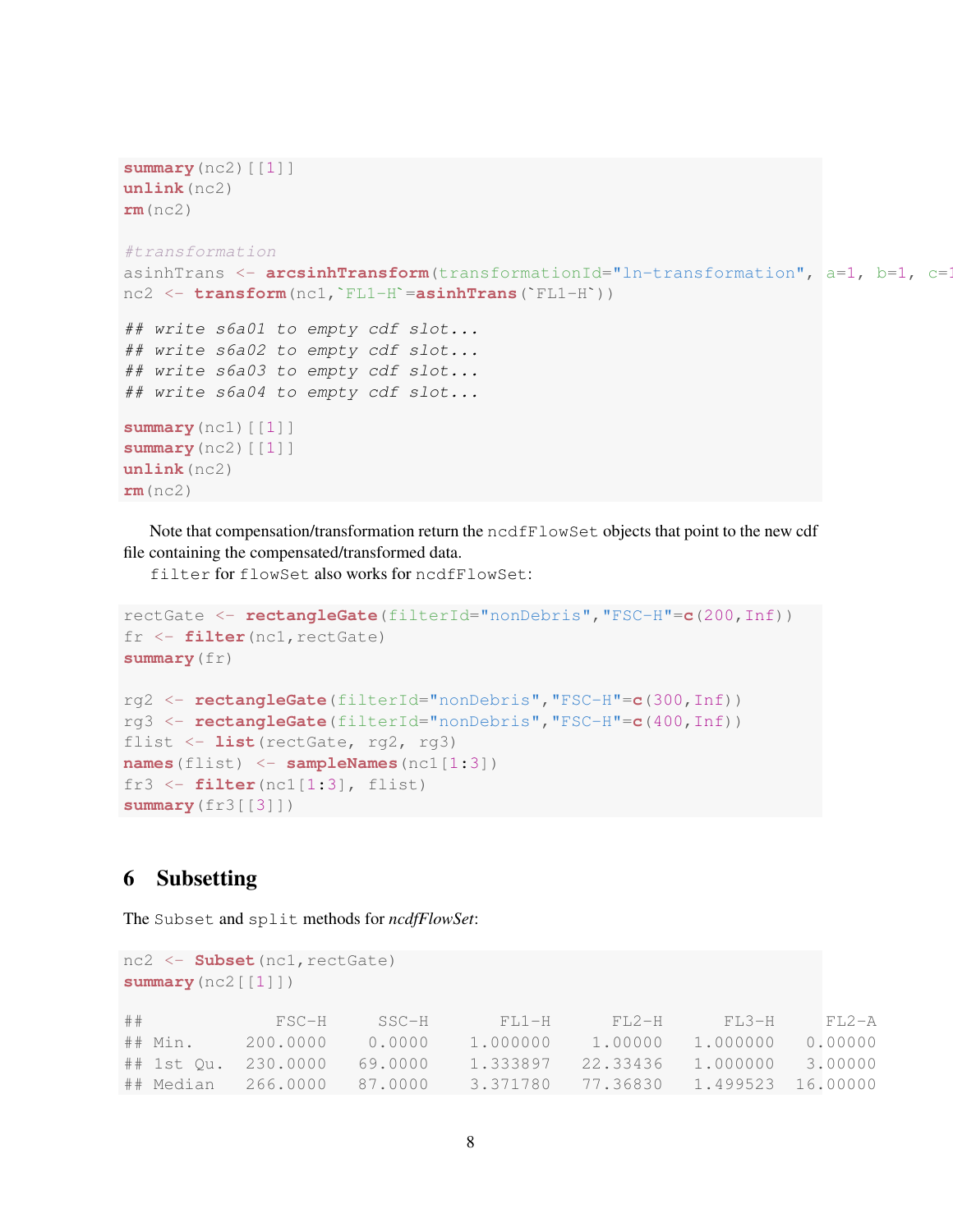```
summary(nc2)[[1]]
unlink(nc2)
rm(nc2)

#transformation
asinhTrans <- arcsinhTransform(transformationId="ln-transformation", a=1, b=1, c=1
nc2 <- transform(nc1,`FL1-H`=asinhTrans(`FL1-H`))

## write s6a01 to empty cdf slot...
## write s6a02 to empty cdf slot...
## write s6a03 to empty cdf slot...
## write s6a04 to empty cdf slot...

summary(nc1)[[1]]
summary(nc2)[[1]]
unlink(nc2)
rm(nc2)
```

Note that compensation/transformation return the `ncdfFlowSet` objects that point to the new cdf file containing the compensated/transformed data.

`filter` for `flowSet` also works for `ncdfFlowSet`:

```
rectGate <- rectangleGate(filterId="nonDebris","FSC-H"=c(200,Inf))
fr <- filter(nc1,rectGate)
summary(fr)

rg2 <- rectangleGate(filterId="nonDebris","FSC-H"=c(300,Inf))
rg3 <- rectangleGate(filterId="nonDebris","FSC-H"=c(400,Inf))
flist <- list(rectGate, rg2, rg3)
names(flist) <- sampleNames(nc1[1:3])
fr3 <- filter(nc1[1:3], flist)
summary(fr3[[3]])
```

# 6 Subsetting

The `Subset` and `split` methods for *ncdfFlowSet*:

```
nc2 <- Subset(nc1,rectGate)
summary(nc2[[1]])

##             FSC-H     SSC-H      FL1-H      FL2-H      FL3-H      FL2-A
## Min.     200.0000    0.0000   1.000000    1.00000   1.000000    0.00000
## 1st Qu.  230.0000   69.0000   1.333897   22.33436   1.000000    3.00000
## Median   266.0000   87.0000   3.371780   77.36830   1.499523   16.00000
```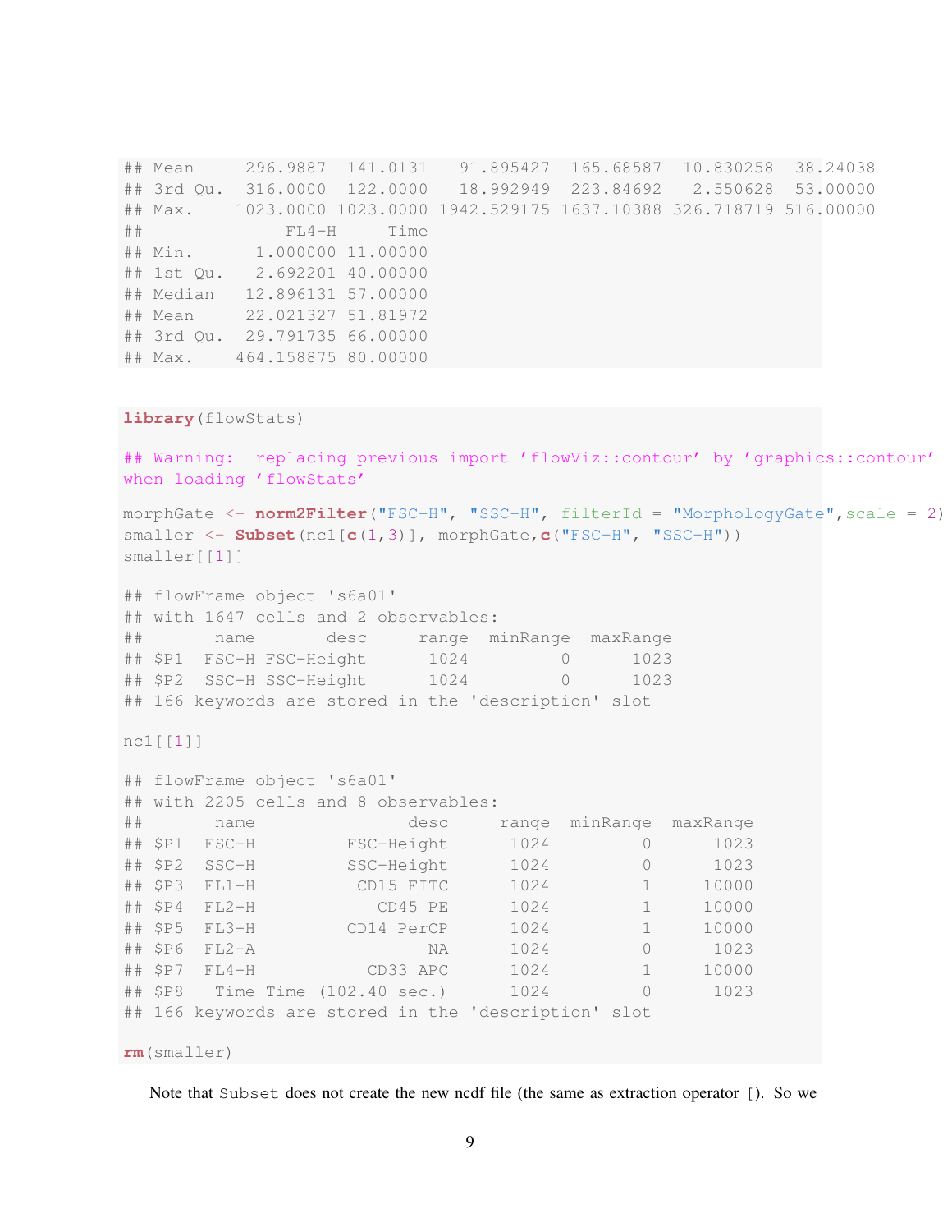```
## Mean     296.9887  141.0131   91.895427  165.68587  10.830258  38.24038
## 3rd Qu.  316.0000  122.0000   18.992949  223.84692   2.550628  53.00000
## Max.    1023.0000 1023.0000 1942.529175 1637.10388 326.718719 516.00000
##              FL4-H     Time
## Min.      1.000000 11.00000
## 1st Qu.   2.692201 40.00000
## Median   12.896131 57.00000
## Mean     22.021327 51.81972
## 3rd Qu.  29.791735 66.00000
## Max.    464.158875 80.00000
```

```
library(flowStats)

## Warning:  replacing previous import 'flowViz::contour' by 'graphics::contour'
when loading 'flowStats'

morphGate <- norm2Filter("FSC-H", "SSC-H", filterId = "MorphologyGate",scale = 2)
smaller <- Subset(nc1[c(1,3)], morphGate,c("FSC-H", "SSC-H"))
smaller[[1]]

## flowFrame object 's6a01'
## with 1647 cells and 2 observables:
##       name       desc     range  minRange  maxRange
## $P1  FSC-H FSC-Height      1024         0      1023
## $P2  SSC-H SSC-Height      1024         0      1023
## 166 keywords are stored in the 'description' slot

nc1[[1]]

## flowFrame object 's6a01'
## with 2205 cells and 8 observables:
##       name               desc     range  minRange  maxRange
## $P1  FSC-H         FSC-Height      1024         0      1023
## $P2  SSC-H         SSC-Height      1024         0      1023
## $P3  FL1-H          CD15 FITC      1024         1     10000
## $P4  FL2-H            CD45 PE      1024         1     10000
## $P5  FL3-H         CD14 PerCP      1024         1     10000
## $P6  FL2-A                 NA      1024         0      1023
## $P7  FL4-H           CD33 APC      1024         1     10000
## $P8   Time Time (102.40 sec.)      1024         0      1023
## 166 keywords are stored in the 'description' slot

rm(smaller)
```

Note that `Subset` does not create the new ncdf file (the same as extraction operator `[]`). So we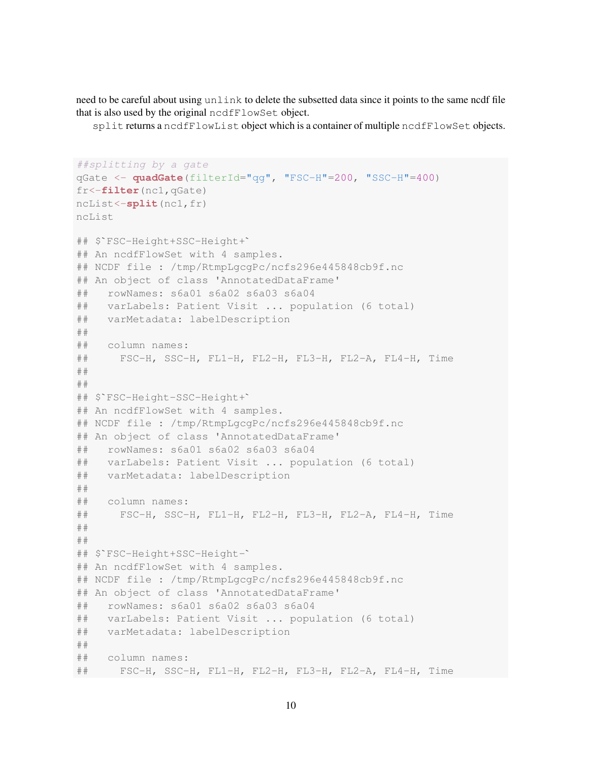need to be careful about using `unlink` to delete the subsetted data since it points to the same ncdf file that is also used by the original `ncdfFlowSet` object.

`split` returns a `ncdfFlowList` object which is a container of multiple `ncdfFlowSet` objects.

```
##splitting by a gate
qGate <- quadGate(filterId="qg", "FSC-H"=200, "SSC-H"=400)
fr<-filter(nc1,qGate)
ncList<-split(nc1,fr)
ncList

## $`FSC-Height+SSC-Height+`
## An ncdfFlowSet with 4 samples.
## NCDF file : /tmp/RtmpLgcgPc/ncfs296e445848cb9f.nc
## An object of class 'AnnotatedDataFrame'
##   rowNames: s6a01 s6a02 s6a03 s6a04
##   varLabels: Patient Visit ... population (6 total)
##   varMetadata: labelDescription
##
##   column names:
##     FSC-H, SSC-H, FL1-H, FL2-H, FL3-H, FL2-A, FL4-H, Time
##
##
## $`FSC-Height-SSC-Height+`
## An ncdfFlowSet with 4 samples.
## NCDF file : /tmp/RtmpLgcgPc/ncfs296e445848cb9f.nc
## An object of class 'AnnotatedDataFrame'
##   rowNames: s6a01 s6a02 s6a03 s6a04
##   varLabels: Patient Visit ... population (6 total)
##   varMetadata: labelDescription
##
##   column names:
##     FSC-H, SSC-H, FL1-H, FL2-H, FL3-H, FL2-A, FL4-H, Time
##
##
## $`FSC-Height+SSC-Height-`
## An ncdfFlowSet with 4 samples.
## NCDF file : /tmp/RtmpLgcgPc/ncfs296e445848cb9f.nc
## An object of class 'AnnotatedDataFrame'
##   rowNames: s6a01 s6a02 s6a03 s6a04
##   varLabels: Patient Visit ... population (6 total)
##   varMetadata: labelDescription
##
##   column names:
##     FSC-H, SSC-H, FL1-H, FL2-H, FL3-H, FL2-A, FL4-H, Time
```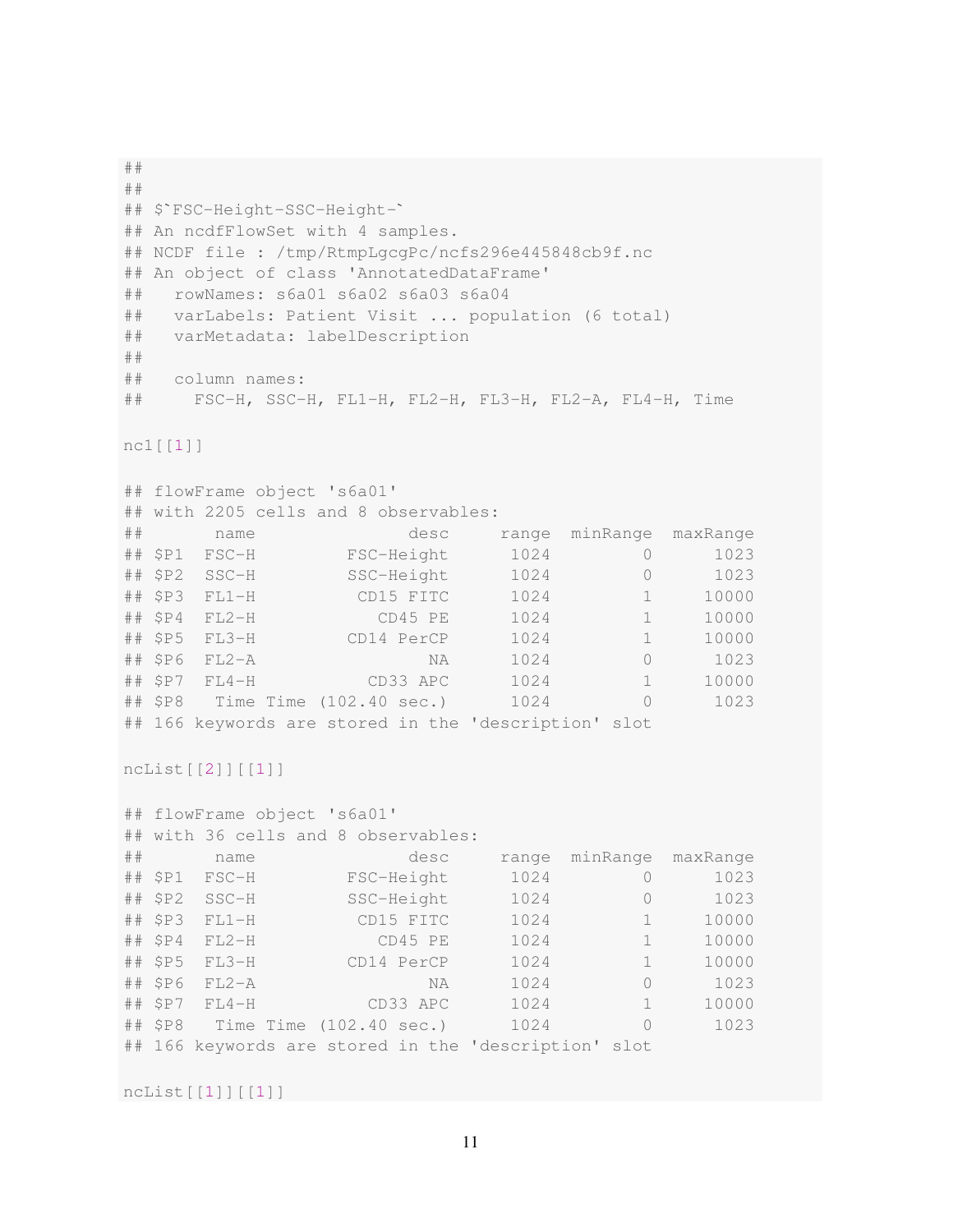```
##
##
## $`FSC-Height-SSC-Height-`
## An ncdfFlowSet with 4 samples.
## NCDF file : /tmp/RtmpLgcgPc/ncfs296e445848cb9f.nc
## An object of class 'AnnotatedDataFrame'
##   rowNames: s6a01 s6a02 s6a03 s6a04
##   varLabels: Patient Visit ... population (6 total)
##   varMetadata: labelDescription
##
##   column names:
##     FSC-H, SSC-H, FL1-H, FL2-H, FL3-H, FL2-A, FL4-H, Time

nc1[[1]]

## flowFrame object 's6a01'
## with 2205 cells and 8 observables:
##       name              desc     range  minRange  maxRange
## $P1  FSC-H         FSC-Height      1024         0      1023
## $P2  SSC-H         SSC-Height      1024         0      1023
## $P3  FL1-H          CD15 FITC      1024         1     10000
## $P4  FL2-H            CD45 PE      1024         1     10000
## $P5  FL3-H         CD14 PerCP      1024         1     10000
## $P6  FL2-A                 NA      1024         0      1023
## $P7  FL4-H           CD33 APC      1024         1     10000
## $P8   Time Time (102.40 sec.)      1024         0      1023
## 166 keywords are stored in the 'description' slot

ncList[[2]][[1]]

## flowFrame object 's6a01'
## with 36 cells and 8 observables:
##       name              desc     range  minRange  maxRange
## $P1  FSC-H         FSC-Height      1024         0      1023
## $P2  SSC-H         SSC-Height      1024         0      1023
## $P3  FL1-H          CD15 FITC      1024         1     10000
## $P4  FL2-H            CD45 PE      1024         1     10000
## $P5  FL3-H         CD14 PerCP      1024         1     10000
## $P6  FL2-A                 NA      1024         0      1023
## $P7  FL4-H           CD33 APC      1024         1     10000
## $P8   Time Time (102.40 sec.)      1024         0      1023
## 166 keywords are stored in the 'description' slot

ncList[[1]][[1]]
```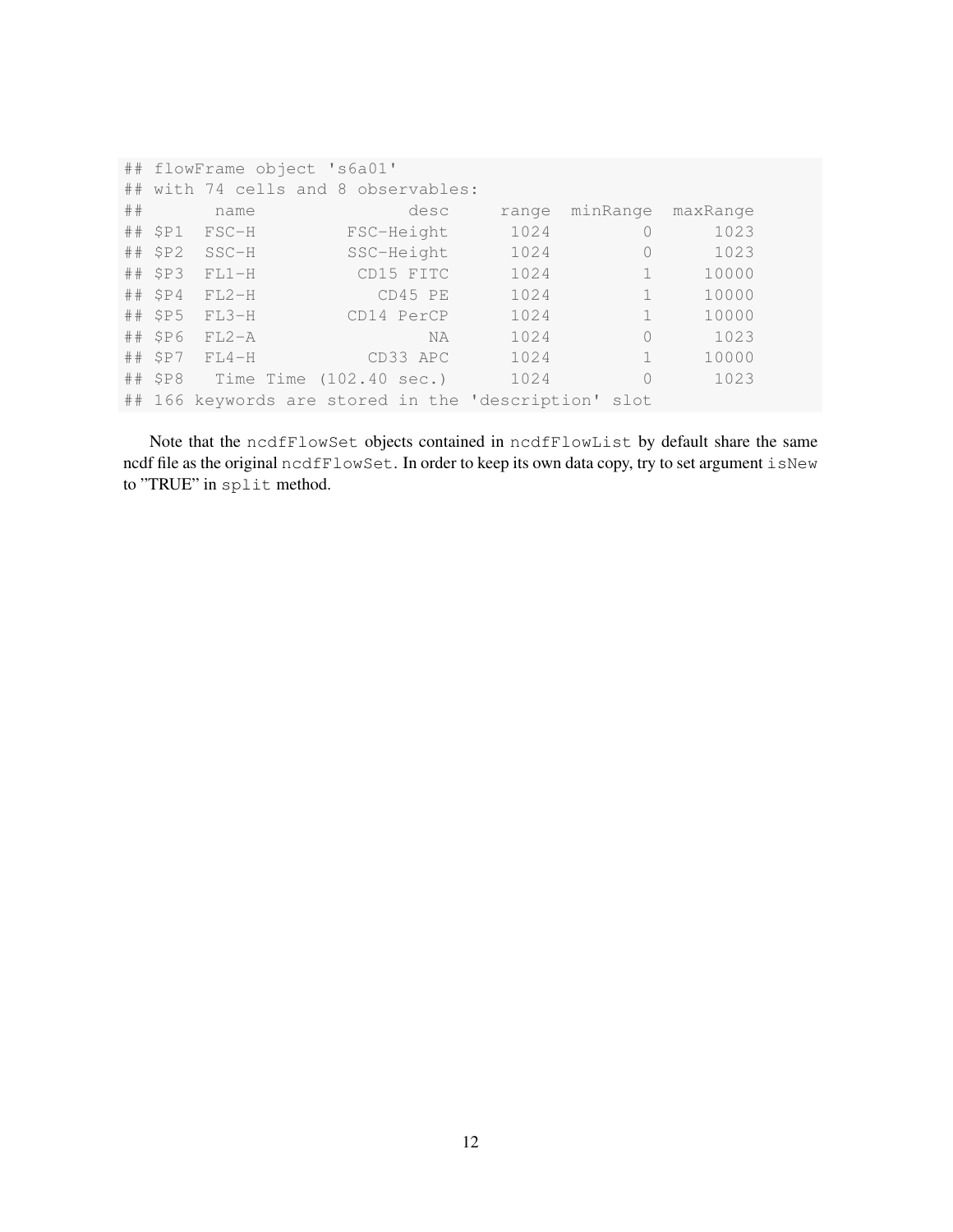```
## flowFrame object 's6a01'
## with 74 cells and 8 observables:
##       name              desc     range  minRange  maxRange
## $P1  FSC-H        FSC-Height      1024         0      1023
## $P2  SSC-H        SSC-Height      1024         0      1023
## $P3  FL1-H         CD15 FITC      1024         1     10000
## $P4  FL2-H           CD45 PE      1024         1     10000
## $P5  FL3-H        CD14 PerCP      1024         1     10000
## $P6  FL2-A                NA      1024         0      1023
## $P7  FL4-H          CD33 APC      1024         1     10000
## $P8   Time Time (102.40 sec.)      1024         0      1023
## 166 keywords are stored in the 'description' slot
```

Note that the ncdfFlowSet objects contained in ncdfFlowList by default share the same ncdf file as the original ncdfFlowSet. In order to keep its own data copy, try to set argument isNew to "TRUE" in split method.